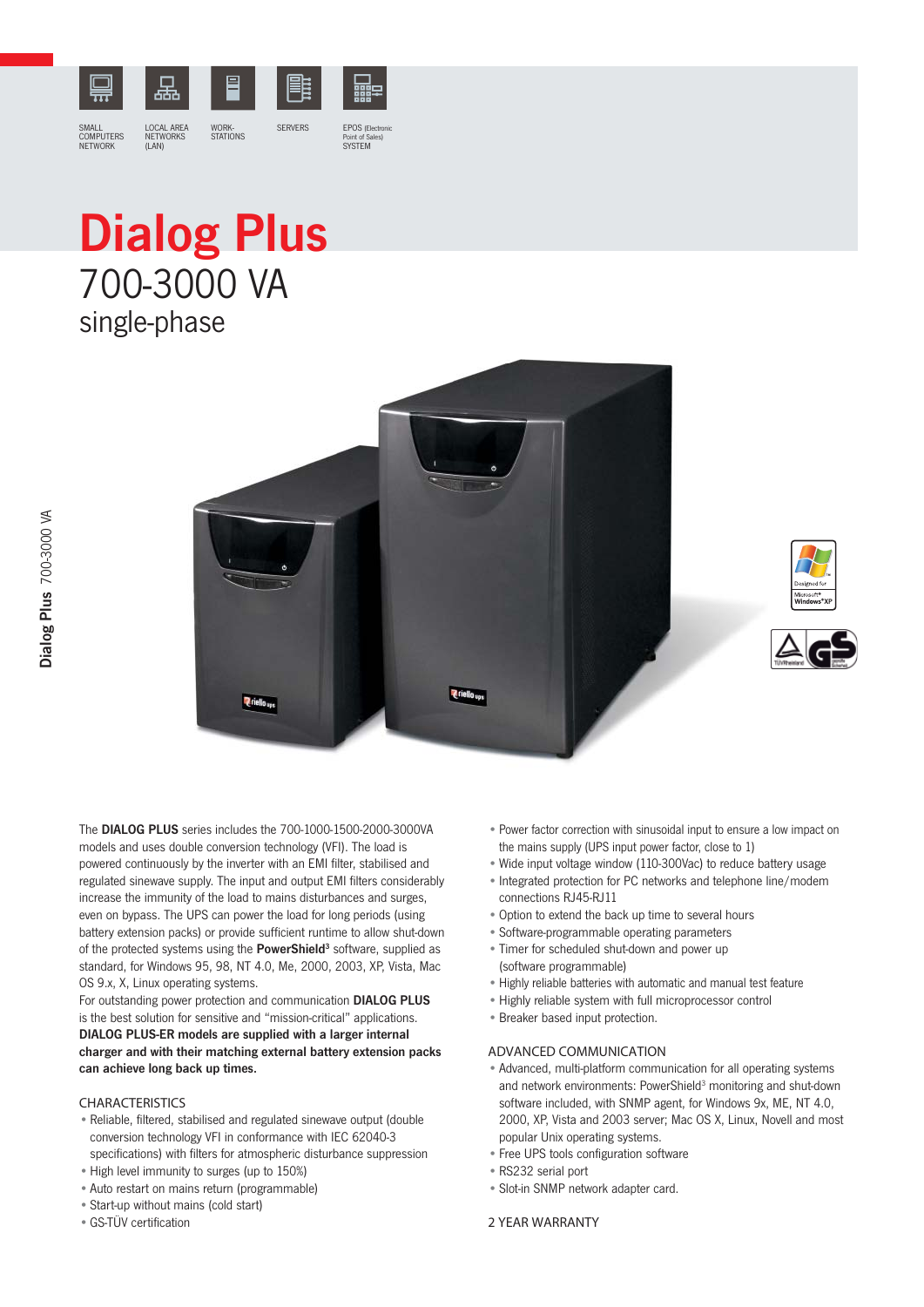SMALL COMPUTERS NETWORK

LOCAL AREA NETWORKS (LAN)

WORK-STATIONS

SERVERS

EPOS (Electronic Point of Sales) SYSTEM

# Dialog Plus

## 700-3000 VA

## single-phase

The **DIALOG PLUS** series includes the 700-1000-1500-2000-3000VA models and uses double conversion technology (VFI). The load is powered continuously by the inverter with an EMI filter, stabilised and regulated sinewave supply. The input and output EMI filters considerably increase the immunity of the load to mains disturbances and surges, even on bypass. The UPS can power the load for long periods (using battery extension packs) or provide sufficient runtime to allow shut-down of the protected systems using the **PowerShield³** software, supplied as standard, for Windows 95, 98, NT 4.0, Me, 2000, 2003, XP, Vista, Mac OS 9.x, X, Linux operating systems.

For outstanding power protection and communication **DIALOG PLUS** is the best solution for sensitive and "mission-critical" applications.

**DIALOG PLUS-ER models are supplied with a larger internal charger and with their matching external battery extension packs can achieve long back up times.**

CHARACTERISTICS

- Reliable, filtered, stabilised and regulated sinewave output (double conversion technology VFI in conformance with IEC 62040-3 specifications) with filters for atmospheric disturbance suppression
- High level immunity to surges (up to 150%)
- Auto restart on mains return (programmable)
- Start-up without mains (cold start)
- GS-TÜV certification
- Power factor correction with sinusoidal input to ensure a low impact on the mains supply (UPS input power factor, close to 1)
- Wide input voltage window (110-300Vac) to reduce battery usage
- Integrated protection for PC networks and telephone line/modem connections RJ45-RJ11
- Option to extend the back up time to several hours
- Software-programmable operating parameters
- Timer for scheduled shut-down and power up (software programmable)
- Highly reliable batteries with automatic and manual test feature
- Highly reliable system with full microprocessor control
- Breaker based input protection.

ADVANCED COMMUNICATION

- Advanced, multi-platform communication for all operating systems and network environments: PowerShield³ monitoring and shut-down software included, with SNMP agent, for Windows 9x, ME, NT 4.0, 2000, XP, Vista and 2003 server; Mac OS X, Linux, Novell and most popular Unix operating systems.
- Free UPS tools configuration software
- RS232 serial port
- Slot-in SNMP network adapter card.

2 YEAR WARRANTY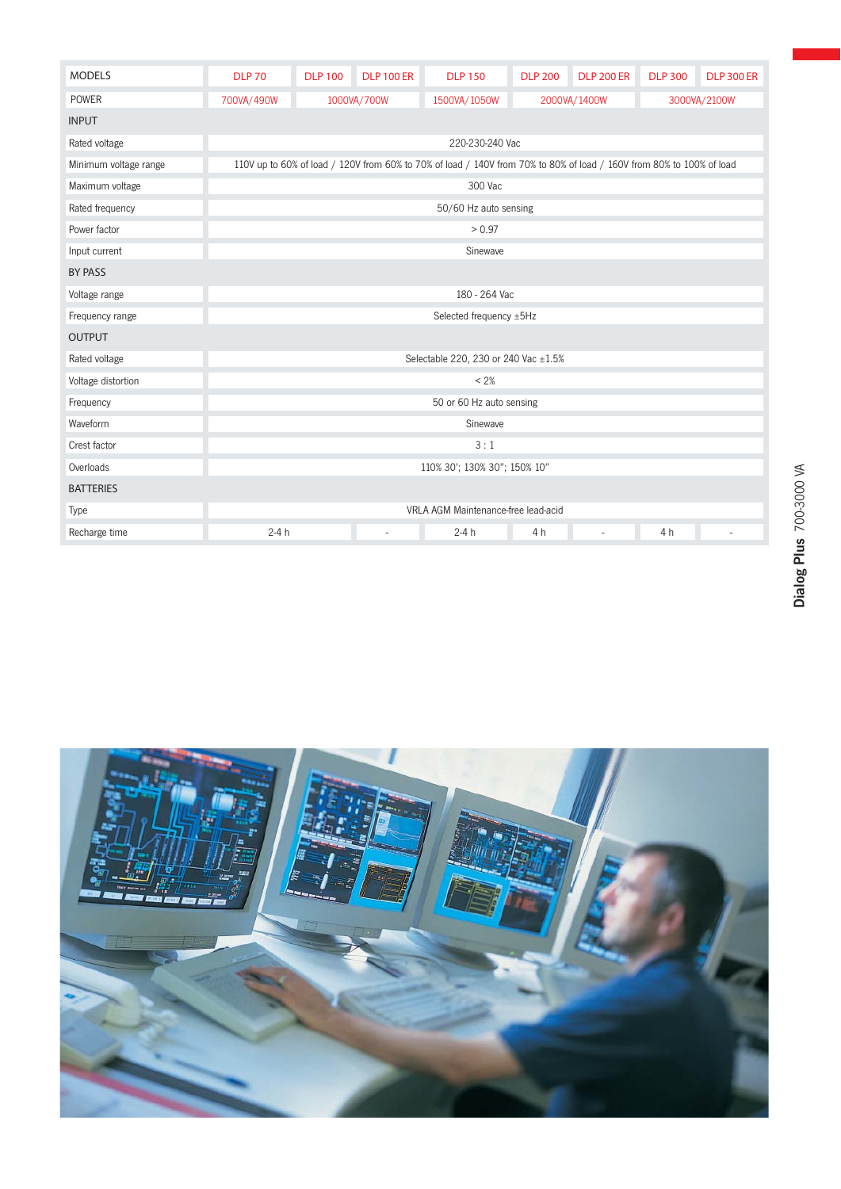| MODELS | DLP 70 | DLP 100 | DLP 100 ER | DLP 150 | DLP 200 | DLP 200 ER | DLP 300 | DLP 300 ER |
|---|---|---|---|---|---|---|---|---|
| POWER | 700VA/490W | 1000VA/700W | | 1500VA/1050W | 2000VA/1400W | | 3000VA/2100W | |
| **INPUT** | | | | | | | | |
| Rated voltage | 220-230-240 Vac | | | | | | | |
| Minimum voltage range | 110V up to 60% of load / 120V from 60% to 70% of load / 140V from 70% to 80% of load / 160V from 80% to 100% of load | | | | | | | |
| Maximum voltage | 300 Vac | | | | | | | |
| Rated frequency | 50/60 Hz auto sensing | | | | | | | |
| Power factor | > 0.97 | | | | | | | |
| Input current | Sinewave | | | | | | | |
| **BY PASS** | | | | | | | | |
| Voltage range | 180 - 264 Vac | | | | | | | |
| Frequency range | Selected frequency ±5Hz | | | | | | | |
| **OUTPUT** | | | | | | | | |
| Rated voltage | Selectable 220, 230 or 240 Vac ±1.5% | | | | | | | |
| Voltage distortion | < 2% | | | | | | | |
| Frequency | 50 or 60 Hz auto sensing | | | | | | | |
| Waveform | Sinewave | | | | | | | |
| Crest factor | 3 : 1 | | | | | | | |
| Overloads | 110% 30'; 130% 30"; 150% 10" | | | | | | | |
| **BATTERIES** | | | | | | | | |
| Type | VRLA AGM Maintenance-free lead-acid | | | | | | | |
| Recharge time | 2-4 h | | - | 2-4 h | 4 h | - | 4 h | - |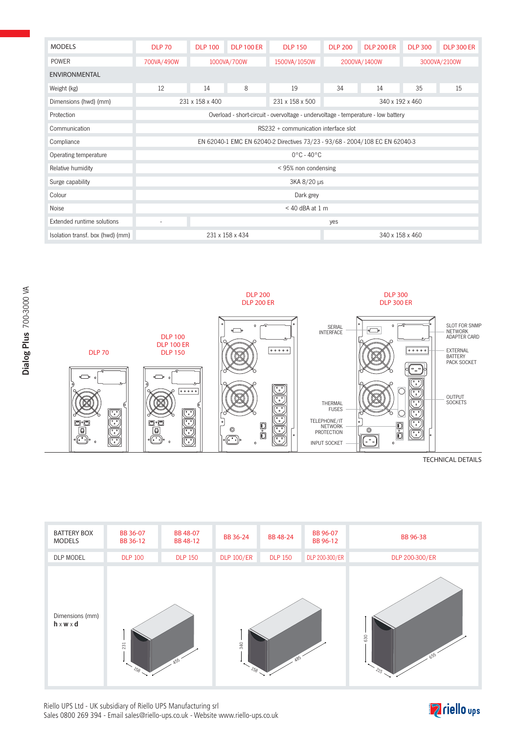| MODELS | DLP 70 | DLP 100 | DLP 100 ER | DLP 150 | DLP 200 | DLP 200 ER | DLP 300 | DLP 300 ER |
|---|---|---|---|---|---|---|---|---|
| POWER | 700VA/490W | 1000VA/700W | | 1500VA/1050W | 2000VA/1400W | | 3000VA/2100W | |
| ENVIRONMENTAL | | | | | | | | |
| Weight (kg) | 12 | 14 | 8 | 19 | 34 | 14 | 35 | 15 |
| Dimensions (hwd) (mm) | 231 x 158 x 400 | | | 231 x 158 x 500 | 340 x 192 x 460 | | | |
| Protection | Overload - short-circuit - overvoltage - undervoltage - temperature - low battery | | | | | | | |
| Communication | RS232 + communication interface slot | | | | | | | |
| Compliance | EN 62040-1 EMC EN 62040-2 Directives 73/23 - 93/68 - 2004/108 EC EN 62040-3 | | | | | | | |
| Operating temperature | 0°C - 40°C | | | | | | | |
| Relative humidity | < 95% non condensing | | | | | | | |
| Surge capability | 3KA 8/20 µs | | | | | | | |
| Colour | Dark grey | | | | | | | |
| Noise | < 40 dBA at 1 m | | | | | | | |
| Extended runtime solutions | - | yes | | | | | | |
| Isolation transf. box (hwd) (mm) | 231 x 158 x 434 | | | | 340 x 158 x 460 | | | |

DLP 70

DLP 100
DLP 100 ER
DLP 150

DLP 200
DLP 200 ER

DLP 300
DLP 300 ER

SERIAL INTERFACE

THERMAL FUSES

TELEPHONE/IT NETWORK PROTECTION

INPUT SOCKET

SLOT FOR SNMP NETWORK ADAPTER CARD

EXTERNAL BATTERY PACK SOCKET

OUTPUT SOCKETS

TECHNICAL DETAILS

| BATTERY BOX MODELS | BB 36-07<br>BB 36-12 | BB 48-07<br>BB 48-12 | BB 36-24 | BB 48-24 | BB 96-07<br>BB 96-12 | BB 96-38 |
|---|---|---|---|---|---|---|
| DLP MODEL | DLP 100 | DLP 150 | DLP 100/ER | DLP 150 | DLP 200-300/ER | DLP 200-300/ER |
| Dimensions (mm)<br>**h** x **w** x **d** | 231 x 158 x 455 | | 340 x 158 x 485 | | 630 x 215 x 655 | |

Riello UPS Ltd - UK subsidiary of Riello UPS Manufacturing srl
Sales 0800 269 394 - Email sales@riello-ups.co.uk - Website www.riello-ups.co.uk